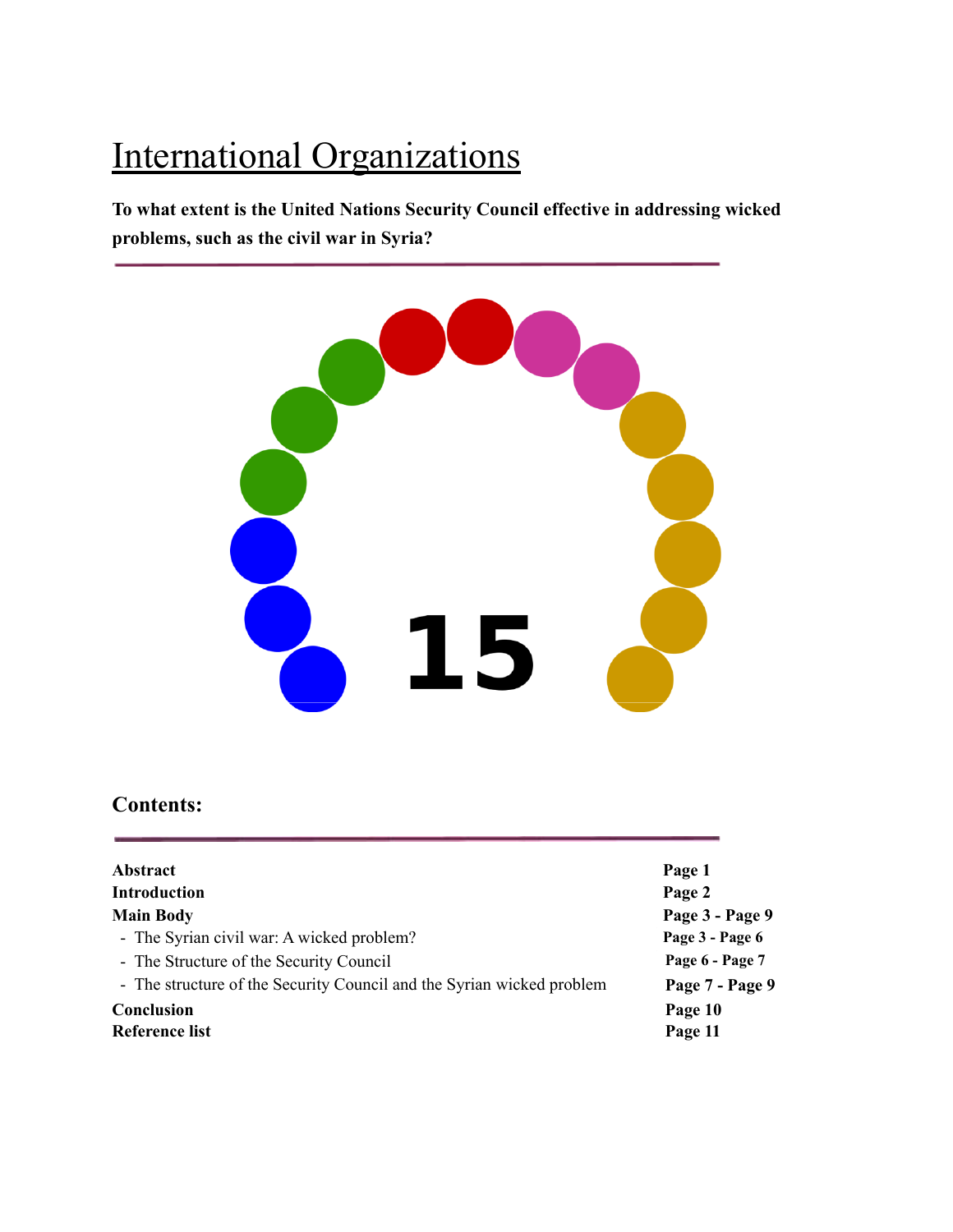# International Organizations

**To what extent is the United Nations Security Council effective in addressing wicked problems, such as the civil war in Syria?**

15

## Contents:

| | |
|---|---|
| **Abstract** | **Page 1** |
| **Introduction** | **Page 2** |
| **Main Body** | **Page 3 - Page 9** |
| - The Syrian civil war: A wicked problem? | **Page 3 - Page 6** |
| - The Structure of the Security Council | **Page 6 - Page 7** |
| - The structure of the Security Council and the Syrian wicked problem | **Page 7 - Page 9** |
| **Conclusion** | **Page 10** |
| **Reference list** | **Page 11** |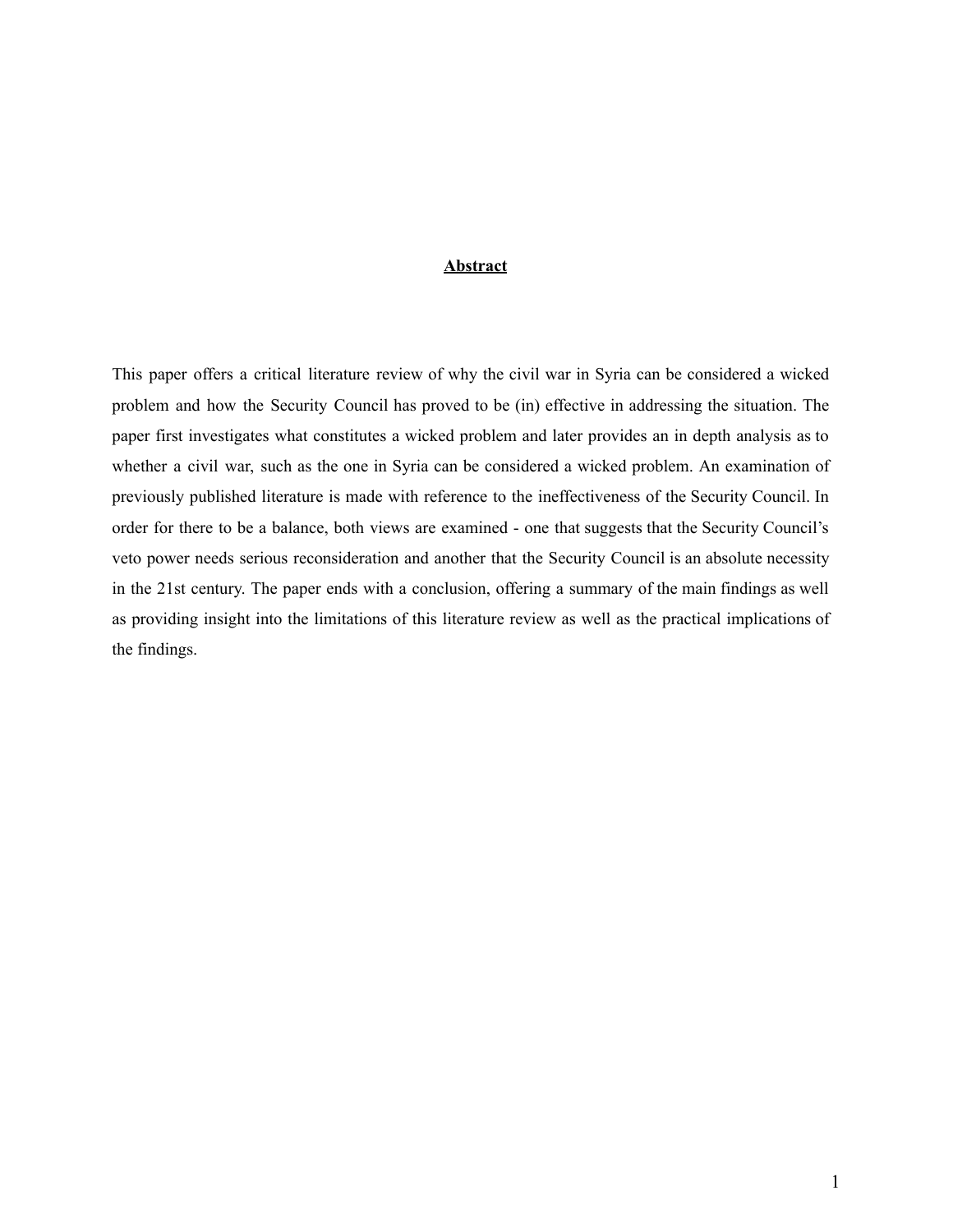## **Abstract**

This paper offers a critical literature review of why the civil war in Syria can be considered a wicked problem and how the Security Council has proved to be (in) effective in addressing the situation. The paper first investigates what constitutes a wicked problem and later provides an in depth analysis as to whether a civil war, such as the one in Syria can be considered a wicked problem. An examination of previously published literature is made with reference to the ineffectiveness of the Security Council. In order for there to be a balance, both views are examined - one that suggests that the Security Council's veto power needs serious reconsideration and another that the Security Council is an absolute necessity in the 21st century. The paper ends with a conclusion, offering a summary of the main findings as well as providing insight into the limitations of this literature review as well as the practical implications of the findings.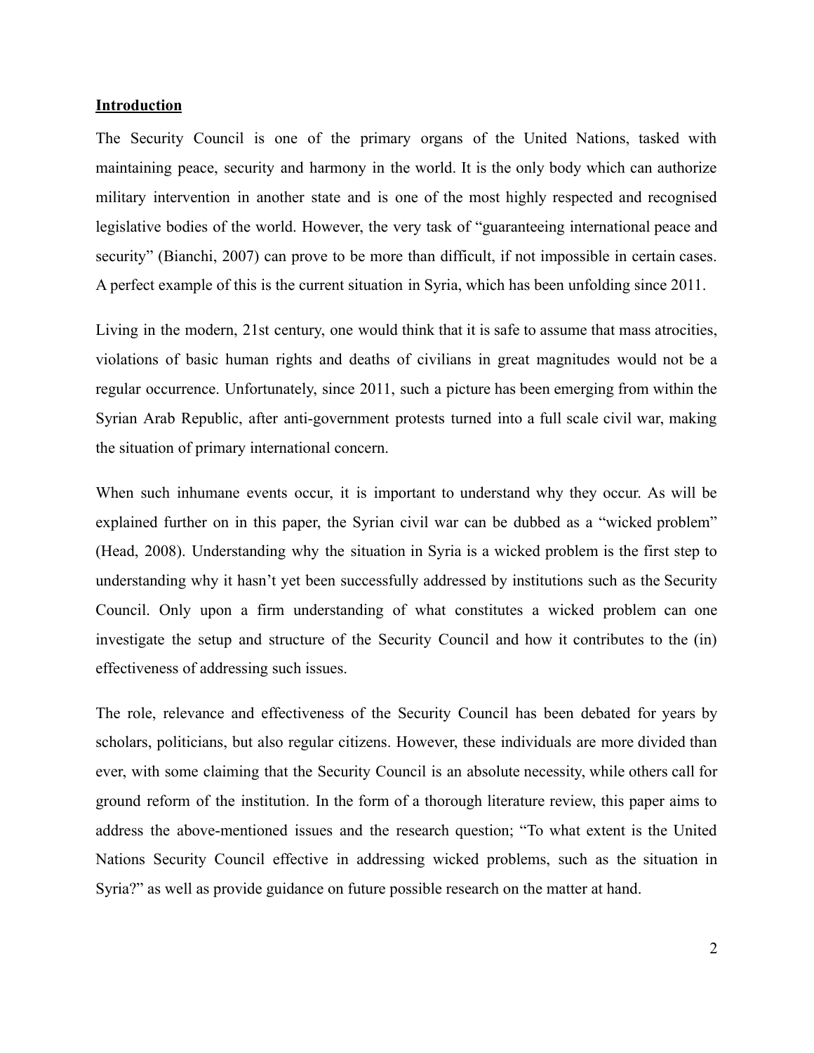## Introduction

The Security Council is one of the primary organs of the United Nations, tasked with maintaining peace, security and harmony in the world. It is the only body which can authorize military intervention in another state and is one of the most highly respected and recognised legislative bodies of the world. However, the very task of "guaranteeing international peace and security" (Bianchi, 2007) can prove to be more than difficult, if not impossible in certain cases. A perfect example of this is the current situation in Syria, which has been unfolding since 2011.

Living in the modern, 21st century, one would think that it is safe to assume that mass atrocities, violations of basic human rights and deaths of civilians in great magnitudes would not be a regular occurrence. Unfortunately, since 2011, such a picture has been emerging from within the Syrian Arab Republic, after anti-government protests turned into a full scale civil war, making the situation of primary international concern.

When such inhumane events occur, it is important to understand why they occur. As will be explained further on in this paper, the Syrian civil war can be dubbed as a "wicked problem" (Head, 2008). Understanding why the situation in Syria is a wicked problem is the first step to understanding why it hasn't yet been successfully addressed by institutions such as the Security Council. Only upon a firm understanding of what constitutes a wicked problem can one investigate the setup and structure of the Security Council and how it contributes to the (in) effectiveness of addressing such issues.

The role, relevance and effectiveness of the Security Council has been debated for years by scholars, politicians, but also regular citizens. However, these individuals are more divided than ever, with some claiming that the Security Council is an absolute necessity, while others call for ground reform of the institution. In the form of a thorough literature review, this paper aims to address the above-mentioned issues and the research question; "To what extent is the United Nations Security Council effective in addressing wicked problems, such as the situation in Syria?" as well as provide guidance on future possible research on the matter at hand.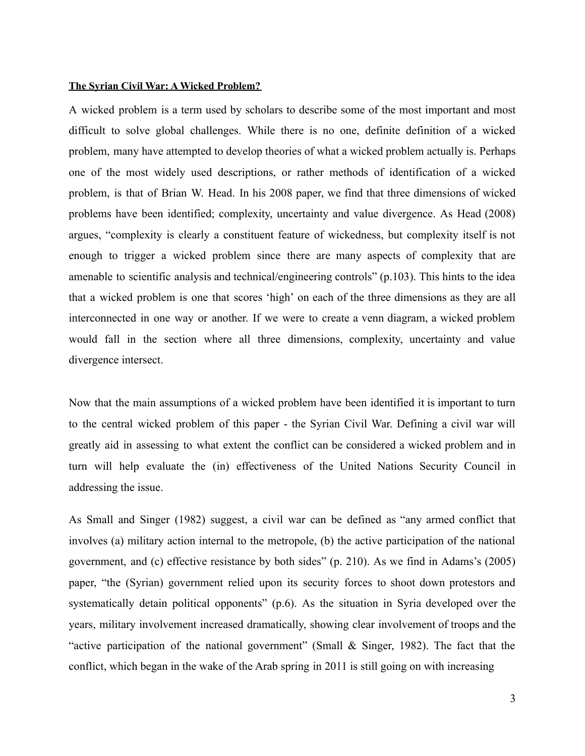**The Syrian Civil War: A Wicked Problem?**

A wicked problem is a term used by scholars to describe some of the most important and most difficult to solve global challenges. While there is no one, definite definition of a wicked problem, many have attempted to develop theories of what a wicked problem actually is. Perhaps one of the most widely used descriptions, or rather methods of identification of a wicked problem, is that of Brian W. Head. In his 2008 paper, we find that three dimensions of wicked problems have been identified; complexity, uncertainty and value divergence. As Head (2008) argues, "complexity is clearly a constituent feature of wickedness, but complexity itself is not enough to trigger a wicked problem since there are many aspects of complexity that are amenable to scientific analysis and technical/engineering controls" (p.103). This hints to the idea that a wicked problem is one that scores 'high' on each of the three dimensions as they are all interconnected in one way or another. If we were to create a venn diagram, a wicked problem would fall in the section where all three dimensions, complexity, uncertainty and value divergence intersect.

Now that the main assumptions of a wicked problem have been identified it is important to turn to the central wicked problem of this paper - the Syrian Civil War. Defining a civil war will greatly aid in assessing to what extent the conflict can be considered a wicked problem and in turn will help evaluate the (in) effectiveness of the United Nations Security Council in addressing the issue.

As Small and Singer (1982) suggest, a civil war can be defined as "any armed conflict that involves (a) military action internal to the metropole, (b) the active participation of the national government, and (c) effective resistance by both sides" (p. 210). As we find in Adams's (2005) paper, "the (Syrian) government relied upon its security forces to shoot down protestors and systematically detain political opponents" (p.6). As the situation in Syria developed over the years, military involvement increased dramatically, showing clear involvement of troops and the "active participation of the national government" (Small & Singer, 1982). The fact that the conflict, which began in the wake of the Arab spring in 2011 is still going on with increasing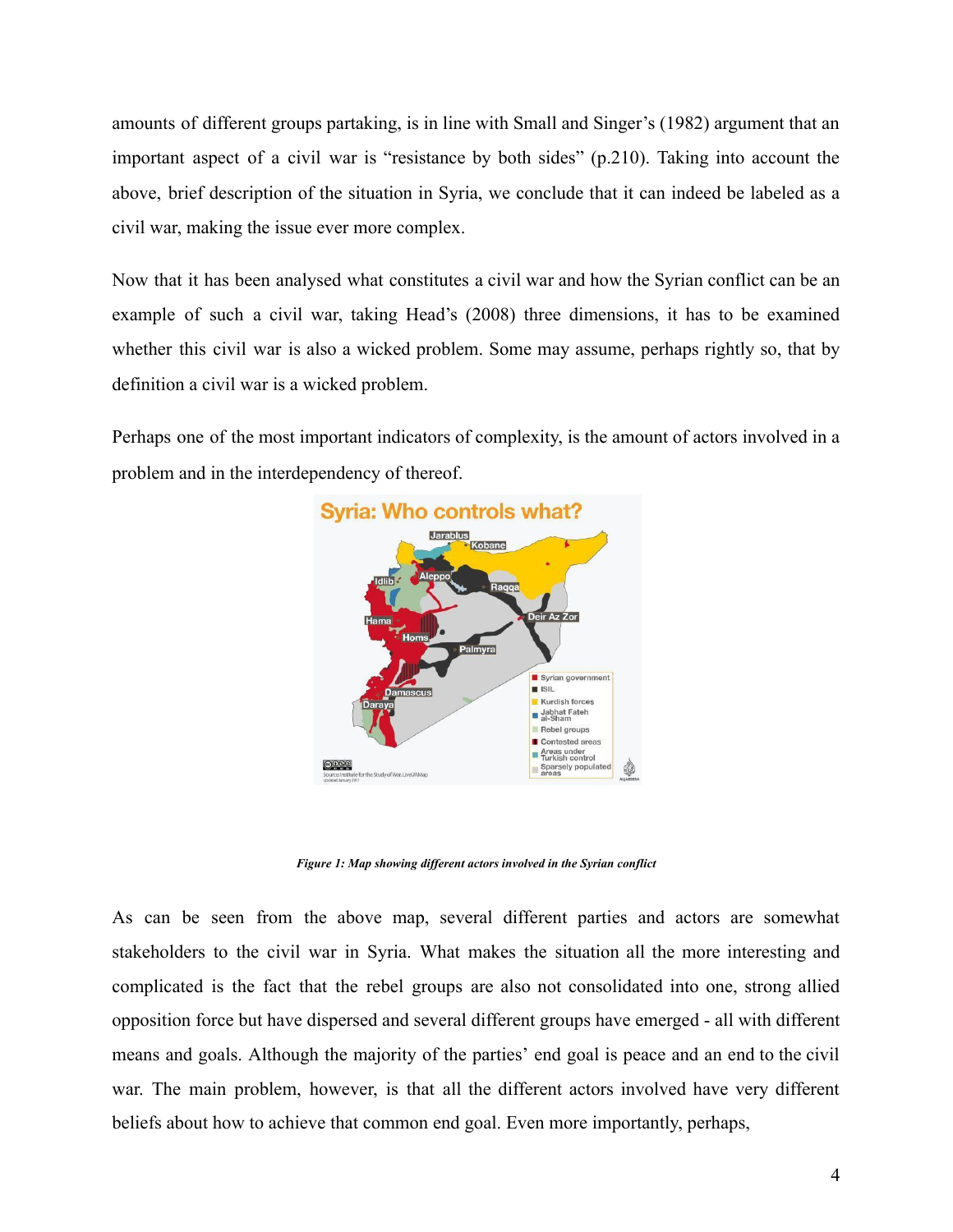amounts of different groups partaking, is in line with Small and Singer's (1982) argument that an important aspect of a civil war is "resistance by both sides" (p.210). Taking into account the above, brief description of the situation in Syria, we conclude that it can indeed be labeled as a civil war, making the issue ever more complex.

Now that it has been analysed what constitutes a civil war and how the Syrian conflict can be an example of such a civil war, taking Head's (2008) three dimensions, it has to be examined whether this civil war is also a wicked problem. Some may assume, perhaps rightly so, that by definition a civil war is a wicked problem.

Perhaps one of the most important indicators of complexity, is the amount of actors involved in a problem and in the interdependency of thereof.

*Figure 1: Map showing different actors involved in the Syrian conflict*

As can be seen from the above map, several different parties and actors are somewhat stakeholders to the civil war in Syria. What makes the situation all the more interesting and complicated is the fact that the rebel groups are also not consolidated into one, strong allied opposition force but have dispersed and several different groups have emerged - all with different means and goals. Although the majority of the parties' end goal is peace and an end to the civil war. The main problem, however, is that all the different actors involved have very different beliefs about how to achieve that common end goal. Even more importantly, perhaps,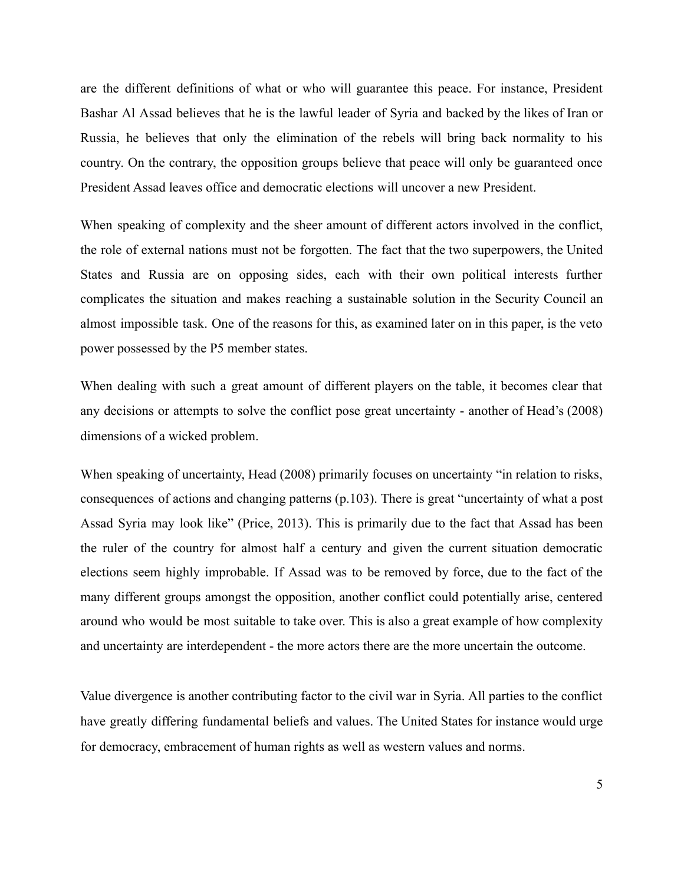are the different definitions of what or who will guarantee this peace. For instance, President Bashar Al Assad believes that he is the lawful leader of Syria and backed by the likes of Iran or Russia, he believes that only the elimination of the rebels will bring back normality to his country. On the contrary, the opposition groups believe that peace will only be guaranteed once President Assad leaves office and democratic elections will uncover a new President.

When speaking of complexity and the sheer amount of different actors involved in the conflict, the role of external nations must not be forgotten. The fact that the two superpowers, the United States and Russia are on opposing sides, each with their own political interests further complicates the situation and makes reaching a sustainable solution in the Security Council an almost impossible task. One of the reasons for this, as examined later on in this paper, is the veto power possessed by the P5 member states.

When dealing with such a great amount of different players on the table, it becomes clear that any decisions or attempts to solve the conflict pose great uncertainty - another of Head's (2008) dimensions of a wicked problem.

When speaking of uncertainty, Head (2008) primarily focuses on uncertainty "in relation to risks, consequences of actions and changing patterns (p.103). There is great "uncertainty of what a post Assad Syria may look like" (Price, 2013). This is primarily due to the fact that Assad has been the ruler of the country for almost half a century and given the current situation democratic elections seem highly improbable. If Assad was to be removed by force, due to the fact of the many different groups amongst the opposition, another conflict could potentially arise, centered around who would be most suitable to take over. This is also a great example of how complexity and uncertainty are interdependent - the more actors there are the more uncertain the outcome.

Value divergence is another contributing factor to the civil war in Syria. All parties to the conflict have greatly differing fundamental beliefs and values. The United States for instance would urge for democracy, embracement of human rights as well as western values and norms.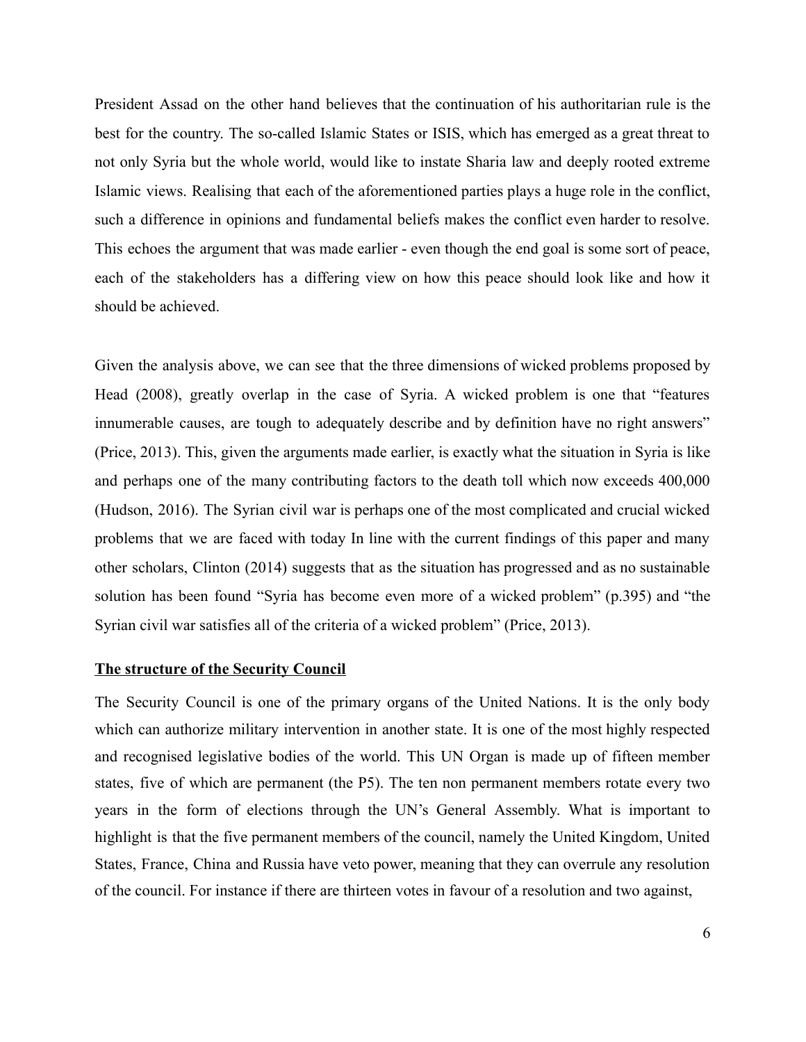President Assad on the other hand believes that the continuation of his authoritarian rule is the best for the country. The so-called Islamic States or ISIS, which has emerged as a great threat to not only Syria but the whole world, would like to instate Sharia law and deeply rooted extreme Islamic views. Realising that each of the aforementioned parties plays a huge role in the conflict, such a difference in opinions and fundamental beliefs makes the conflict even harder to resolve. This echoes the argument that was made earlier - even though the end goal is some sort of peace, each of the stakeholders has a differing view on how this peace should look like and how it should be achieved.

Given the analysis above, we can see that the three dimensions of wicked problems proposed by Head (2008), greatly overlap in the case of Syria. A wicked problem is one that "features innumerable causes, are tough to adequately describe and by definition have no right answers" (Price, 2013). This, given the arguments made earlier, is exactly what the situation in Syria is like and perhaps one of the many contributing factors to the death toll which now exceeds 400,000 (Hudson, 2016). The Syrian civil war is perhaps one of the most complicated and crucial wicked problems that we are faced with today In line with the current findings of this paper and many other scholars, Clinton (2014) suggests that as the situation has progressed and as no sustainable solution has been found "Syria has become even more of a wicked problem" (p.395) and "the Syrian civil war satisfies all of the criteria of a wicked problem" (Price, 2013).

## The structure of the Security Council

The Security Council is one of the primary organs of the United Nations. It is the only body which can authorize military intervention in another state. It is one of the most highly respected and recognised legislative bodies of the world. This UN Organ is made up of fifteen member states, five of which are permanent (the P5). The ten non permanent members rotate every two years in the form of elections through the UN's General Assembly. What is important to highlight is that the five permanent members of the council, namely the United Kingdom, United States, France, China and Russia have veto power, meaning that they can overrule any resolution of the council. For instance if there are thirteen votes in favour of a resolution and two against,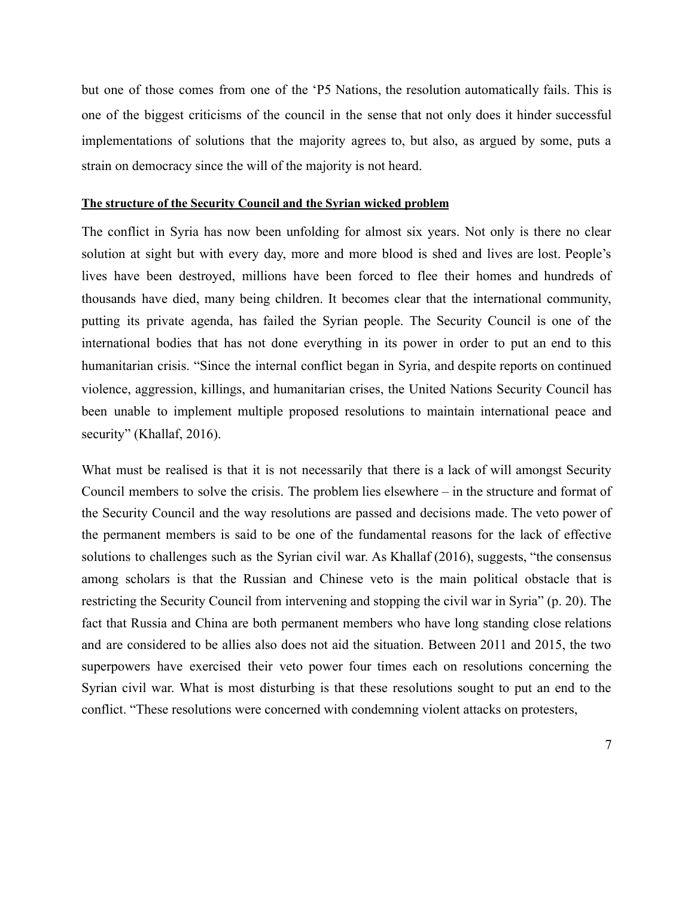but one of those comes from one of the 'P5 Nations, the resolution automatically fails. This is one of the biggest criticisms of the council in the sense that not only does it hinder successful implementations of solutions that the majority agrees to, but also, as argued by some, puts a strain on democracy since the will of the majority is not heard.

**The structure of the Security Council and the Syrian wicked problem**

The conflict in Syria has now been unfolding for almost six years. Not only is there no clear solution at sight but with every day, more and more blood is shed and lives are lost. People's lives have been destroyed, millions have been forced to flee their homes and hundreds of thousands have died, many being children. It becomes clear that the international community, putting its private agenda, has failed the Syrian people. The Security Council is one of the international bodies that has not done everything in its power in order to put an end to this humanitarian crisis. "Since the internal conflict began in Syria, and despite reports on continued violence, aggression, killings, and humanitarian crises, the United Nations Security Council has been unable to implement multiple proposed resolutions to maintain international peace and security" (Khallaf, 2016).

What must be realised is that it is not necessarily that there is a lack of will amongst Security Council members to solve the crisis. The problem lies elsewhere – in the structure and format of the Security Council and the way resolutions are passed and decisions made. The veto power of the permanent members is said to be one of the fundamental reasons for the lack of effective solutions to challenges such as the Syrian civil war. As Khallaf (2016), suggests, "the consensus among scholars is that the Russian and Chinese veto is the main political obstacle that is restricting the Security Council from intervening and stopping the civil war in Syria" (p. 20). The fact that Russia and China are both permanent members who have long standing close relations and are considered to be allies also does not aid the situation. Between 2011 and 2015, the two superpowers have exercised their veto power four times each on resolutions concerning the Syrian civil war. What is most disturbing is that these resolutions sought to put an end to the conflict. "These resolutions were concerned with condemning violent attacks on protesters,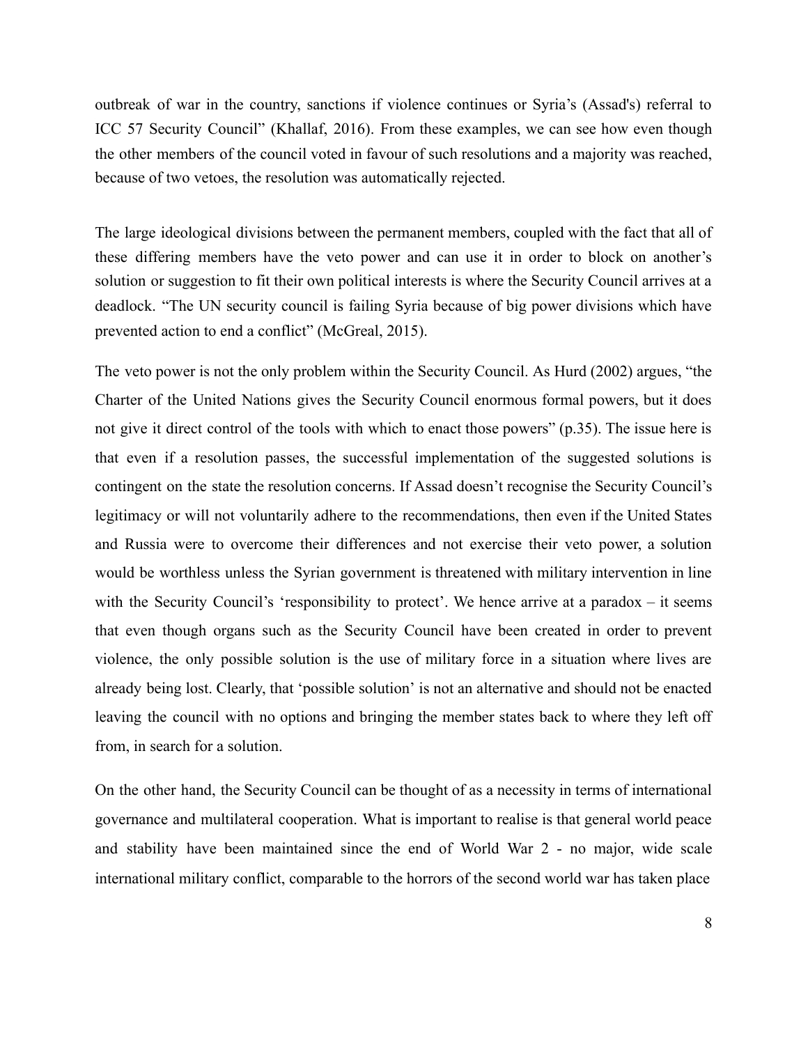outbreak of war in the country, sanctions if violence continues or Syria's (Assad's) referral to ICC 57 Security Council" (Khallaf, 2016). From these examples, we can see how even though the other members of the council voted in favour of such resolutions and a majority was reached, because of two vetoes, the resolution was automatically rejected.

The large ideological divisions between the permanent members, coupled with the fact that all of these differing members have the veto power and can use it in order to block on another's solution or suggestion to fit their own political interests is where the Security Council arrives at a deadlock. "The UN security council is failing Syria because of big power divisions which have prevented action to end a conflict" (McGreal, 2015).

The veto power is not the only problem within the Security Council. As Hurd (2002) argues, "the Charter of the United Nations gives the Security Council enormous formal powers, but it does not give it direct control of the tools with which to enact those powers" (p.35). The issue here is that even if a resolution passes, the successful implementation of the suggested solutions is contingent on the state the resolution concerns. If Assad doesn't recognise the Security Council's legitimacy or will not voluntarily adhere to the recommendations, then even if the United States and Russia were to overcome their differences and not exercise their veto power, a solution would be worthless unless the Syrian government is threatened with military intervention in line with the Security Council's 'responsibility to protect'. We hence arrive at a paradox – it seems that even though organs such as the Security Council have been created in order to prevent violence, the only possible solution is the use of military force in a situation where lives are already being lost. Clearly, that 'possible solution' is not an alternative and should not be enacted leaving the council with no options and bringing the member states back to where they left off from, in search for a solution.

On the other hand, the Security Council can be thought of as a necessity in terms of international governance and multilateral cooperation. What is important to realise is that general world peace and stability have been maintained since the end of World War 2 - no major, wide scale international military conflict, comparable to the horrors of the second world war has taken place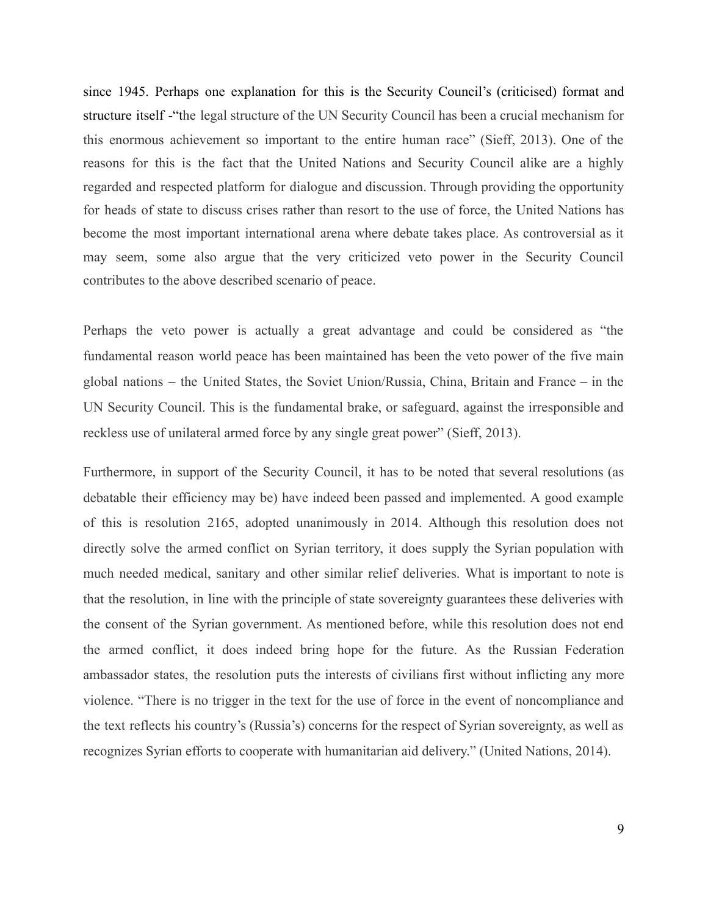since 1945. Perhaps one explanation for this is the Security Council's (criticised) format and structure itself -"the legal structure of the UN Security Council has been a crucial mechanism for this enormous achievement so important to the entire human race" (Sieff, 2013). One of the reasons for this is the fact that the United Nations and Security Council alike are a highly regarded and respected platform for dialogue and discussion. Through providing the opportunity for heads of state to discuss crises rather than resort to the use of force, the United Nations has become the most important international arena where debate takes place. As controversial as it may seem, some also argue that the very criticized veto power in the Security Council contributes to the above described scenario of peace.

Perhaps the veto power is actually a great advantage and could be considered as "the fundamental reason world peace has been maintained has been the veto power of the five main global nations – the United States, the Soviet Union/Russia, China, Britain and France – in the UN Security Council. This is the fundamental brake, or safeguard, against the irresponsible and reckless use of unilateral armed force by any single great power" (Sieff, 2013).

Furthermore, in support of the Security Council, it has to be noted that several resolutions (as debatable their efficiency may be) have indeed been passed and implemented. A good example of this is resolution 2165, adopted unanimously in 2014. Although this resolution does not directly solve the armed conflict on Syrian territory, it does supply the Syrian population with much needed medical, sanitary and other similar relief deliveries. What is important to note is that the resolution, in line with the principle of state sovereignty guarantees these deliveries with the consent of the Syrian government. As mentioned before, while this resolution does not end the armed conflict, it does indeed bring hope for the future. As the Russian Federation ambassador states, the resolution puts the interests of civilians first without inflicting any more violence. "There is no trigger in the text for the use of force in the event of noncompliance and the text reflects his country's (Russia's) concerns for the respect of Syrian sovereignty, as well as recognizes Syrian efforts to cooperate with humanitarian aid delivery." (United Nations, 2014).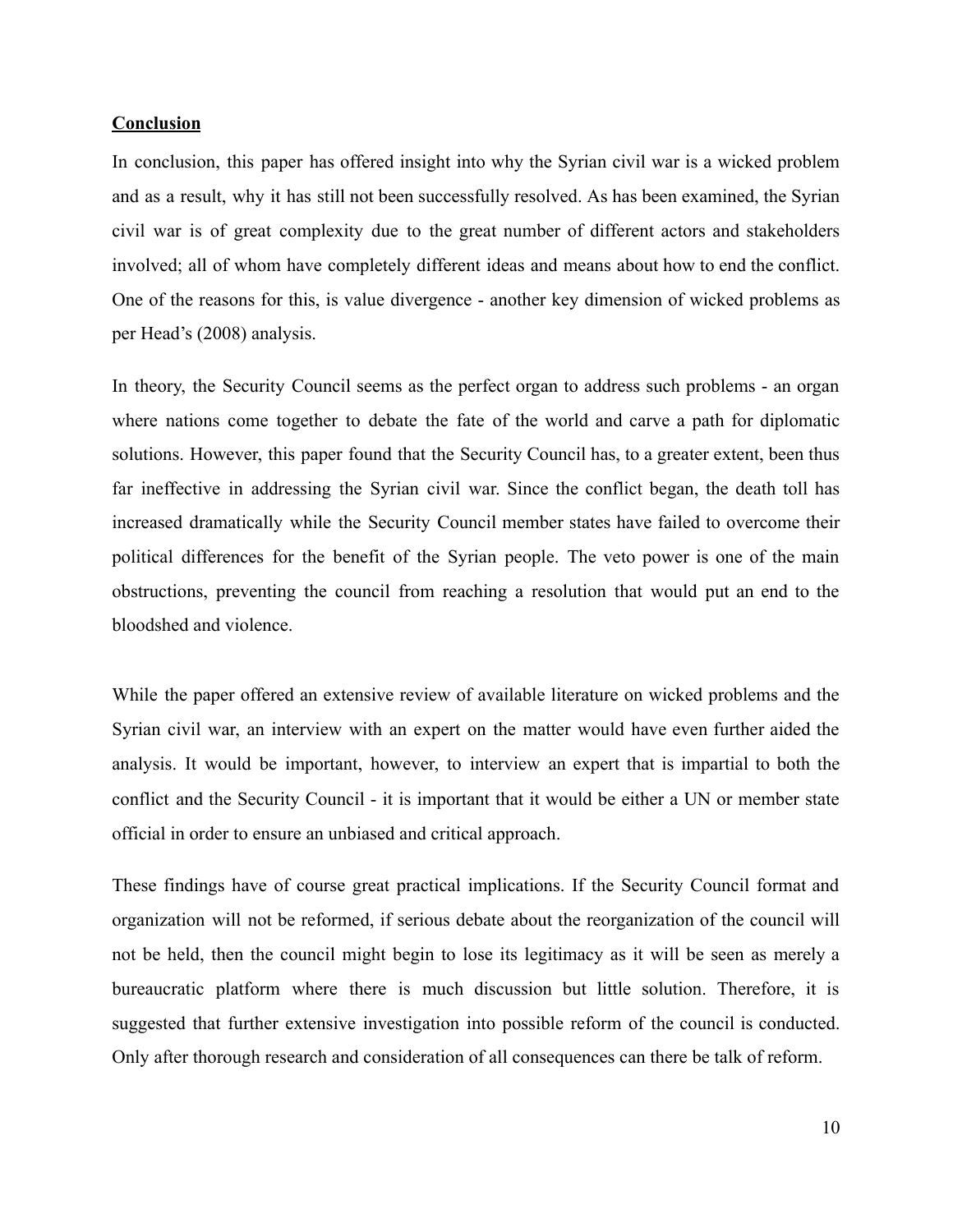## Conclusion

In conclusion, this paper has offered insight into why the Syrian civil war is a wicked problem and as a result, why it has still not been successfully resolved. As has been examined, the Syrian civil war is of great complexity due to the great number of different actors and stakeholders involved; all of whom have completely different ideas and means about how to end the conflict. One of the reasons for this, is value divergence - another key dimension of wicked problems as per Head's (2008) analysis.

In theory, the Security Council seems as the perfect organ to address such problems - an organ where nations come together to debate the fate of the world and carve a path for diplomatic solutions. However, this paper found that the Security Council has, to a greater extent, been thus far ineffective in addressing the Syrian civil war. Since the conflict began, the death toll has increased dramatically while the Security Council member states have failed to overcome their political differences for the benefit of the Syrian people. The veto power is one of the main obstructions, preventing the council from reaching a resolution that would put an end to the bloodshed and violence.

While the paper offered an extensive review of available literature on wicked problems and the Syrian civil war, an interview with an expert on the matter would have even further aided the analysis. It would be important, however, to interview an expert that is impartial to both the conflict and the Security Council - it is important that it would be either a UN or member state official in order to ensure an unbiased and critical approach.

These findings have of course great practical implications. If the Security Council format and organization will not be reformed, if serious debate about the reorganization of the council will not be held, then the council might begin to lose its legitimacy as it will be seen as merely a bureaucratic platform where there is much discussion but little solution. Therefore, it is suggested that further extensive investigation into possible reform of the council is conducted. Only after thorough research and consideration of all consequences can there be talk of reform.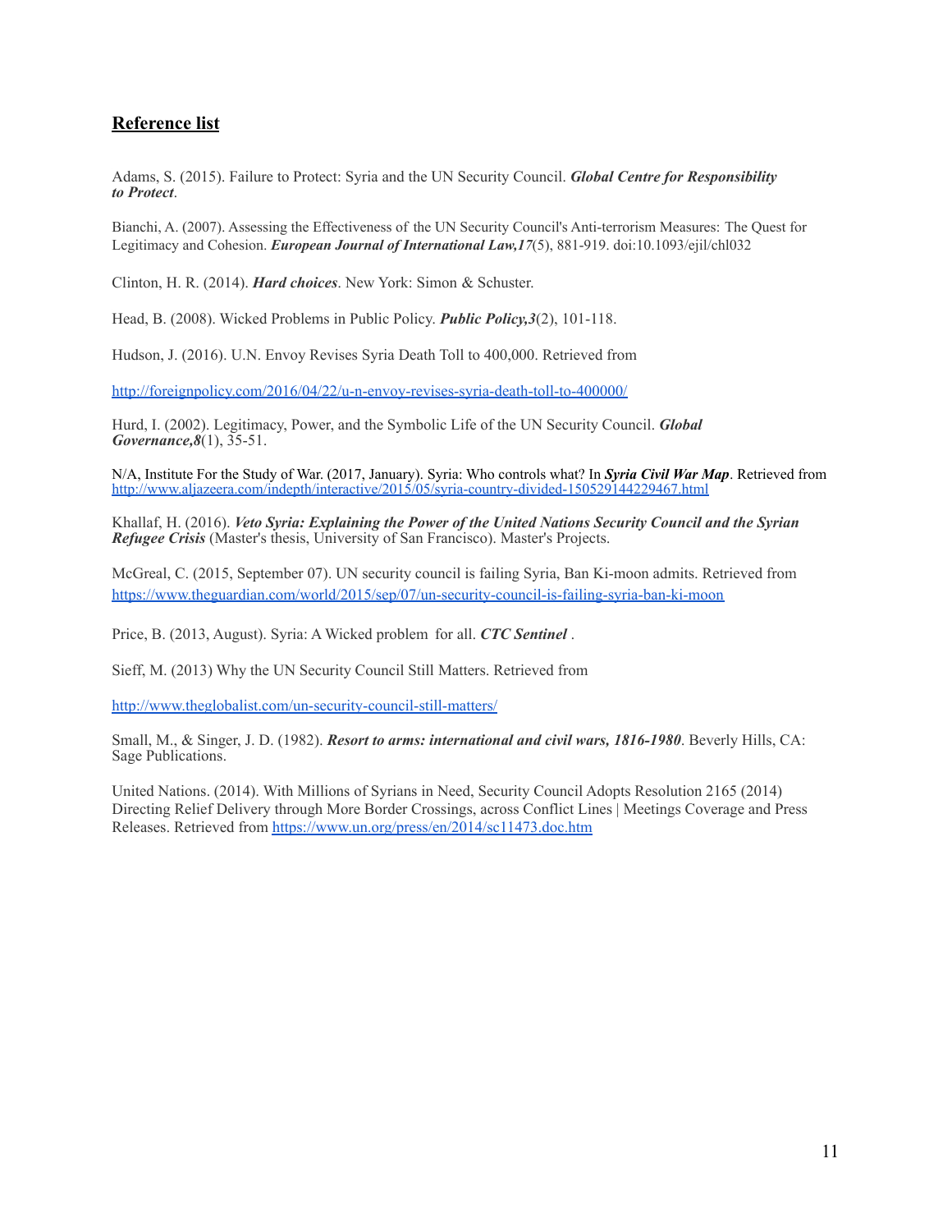## Reference list

Adams, S. (2015). Failure to Protect: Syria and the UN Security Council. ***Global Centre for Responsibility to Protect***.

Bianchi, A. (2007). Assessing the Effectiveness of the UN Security Council's Anti-terrorism Measures: The Quest for Legitimacy and Cohesion. ***European Journal of International Law,17***(5), 881-919. doi:10.1093/ejil/chl032

Clinton, H. R. (2014). ***Hard choices***. New York: Simon & Schuster.

Head, B. (2008). Wicked Problems in Public Policy. ***Public Policy,3***(2), 101-118.

Hudson, J. (2016). U.N. Envoy Revises Syria Death Toll to 400,000. Retrieved from

http://foreignpolicy.com/2016/04/22/u-n-envoy-revises-syria-death-toll-to-400000/

Hurd, I. (2002). Legitimacy, Power, and the Symbolic Life of the UN Security Council. ***Global Governance,8***(1), 35-51.

N/A, Institute For the Study of War. (2017, January). Syria: Who controls what? In ***Syria Civil War Map***. Retrieved from http://www.aljazeera.com/indepth/interactive/2015/05/syria-country-divided-150529144229467.html

Khallaf, H. (2016). ***Veto Syria: Explaining the Power of the United Nations Security Council and the Syrian Refugee Crisis*** (Master's thesis, University of San Francisco). Master's Projects.

McGreal, C. (2015, September 07). UN security council is failing Syria, Ban Ki-moon admits. Retrieved from https://www.theguardian.com/world/2015/sep/07/un-security-council-is-failing-syria-ban-ki-moon

Price, B. (2013, August). Syria: A Wicked problem for all. ***CTC Sentinel*** .

Sieff, M. (2013) Why the UN Security Council Still Matters. Retrieved from

http://www.theglobalist.com/un-security-council-still-matters/

Small, M., & Singer, J. D. (1982). ***Resort to arms: international and civil wars, 1816-1980***. Beverly Hills, CA: Sage Publications.

United Nations. (2014). With Millions of Syrians in Need, Security Council Adopts Resolution 2165 (2014) Directing Relief Delivery through More Border Crossings, across Conflict Lines | Meetings Coverage and Press Releases. Retrieved from https://www.un.org/press/en/2014/sc11473.doc.htm